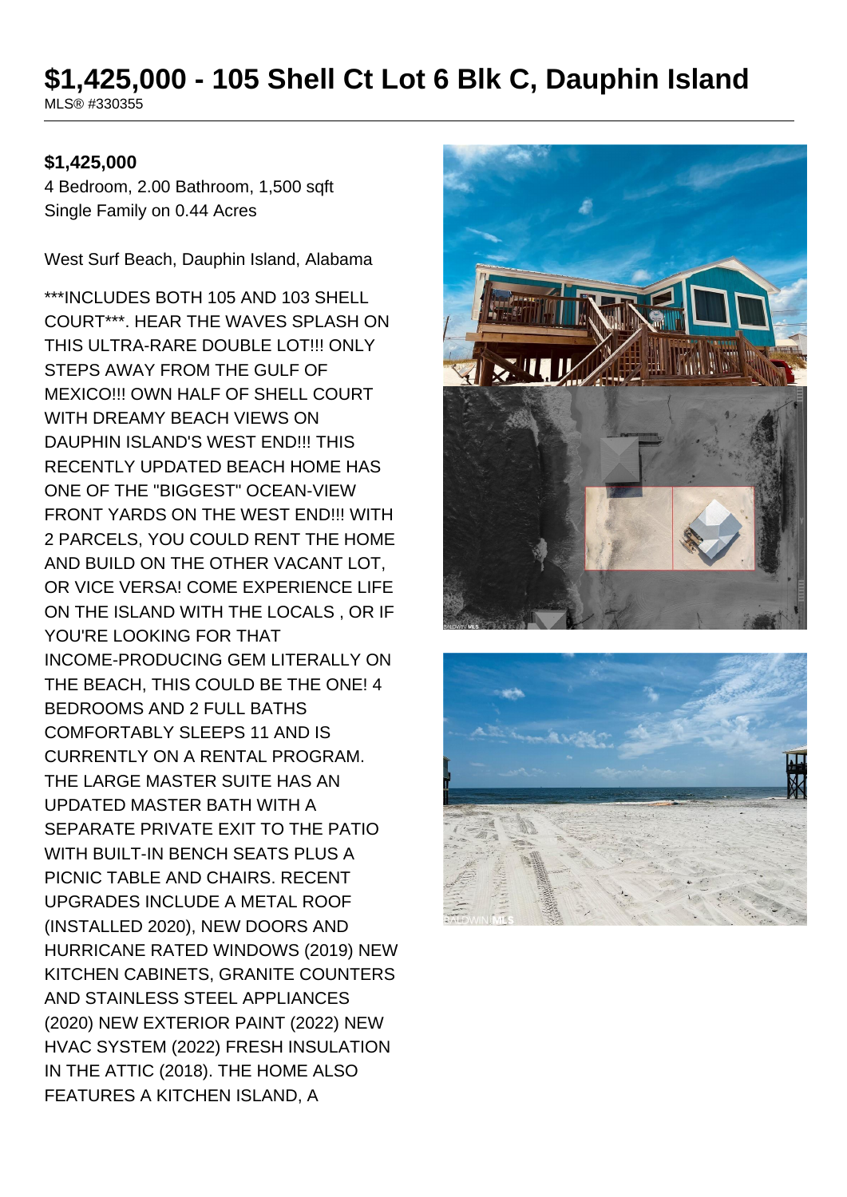# $1,425,000 - 105 Shell Ct Lot 6 Blk C, Dauphin Island

MLS® #330355

**$1,425,000**

4 Bedroom, 2.00 Bathroom, 1,500 sqft
Single Family on 0.44 Acres

West Surf Beach, Dauphin Island, Alabama

***INCLUDES BOTH 105 AND 103 SHELL COURT***. HEAR THE WAVES SPLASH ON THIS ULTRA-RARE DOUBLE LOT!!! ONLY STEPS AWAY FROM THE GULF OF MEXICO!!! OWN HALF OF SHELL COURT WITH DREAMY BEACH VIEWS ON DAUPHIN ISLAND'S WEST END!!! THIS RECENTLY UPDATED BEACH HOME HAS ONE OF THE "BIGGEST" OCEAN-VIEW FRONT YARDS ON THE WEST END!!! WITH 2 PARCELS, YOU COULD RENT THE HOME AND BUILD ON THE OTHER VACANT LOT, OR VICE VERSA! COME EXPERIENCE LIFE ON THE ISLAND WITH THE LOCALS , OR IF YOU'RE LOOKING FOR THAT INCOME-PRODUCING GEM LITERALLY ON THE BEACH, THIS COULD BE THE ONE! 4 BEDROOMS AND 2 FULL BATHS COMFORTABLY SLEEPS 11 AND IS CURRENTLY ON A RENTAL PROGRAM. THE LARGE MASTER SUITE HAS AN UPDATED MASTER BATH WITH A SEPARATE PRIVATE EXIT TO THE PATIO WITH BUILT-IN BENCH SEATS PLUS A PICNIC TABLE AND CHAIRS. RECENT UPGRADES INCLUDE A METAL ROOF (INSTALLED 2020), NEW DOORS AND HURRICANE RATED WINDOWS (2019) NEW KITCHEN CABINETS, GRANITE COUNTERS AND STAINLESS STEEL APPLIANCES (2020) NEW EXTERIOR PAINT (2022) NEW HVAC SYSTEM (2022) FRESH INSULATION IN THE ATTIC (2018). THE HOME ALSO FEATURES A KITCHEN ISLAND, A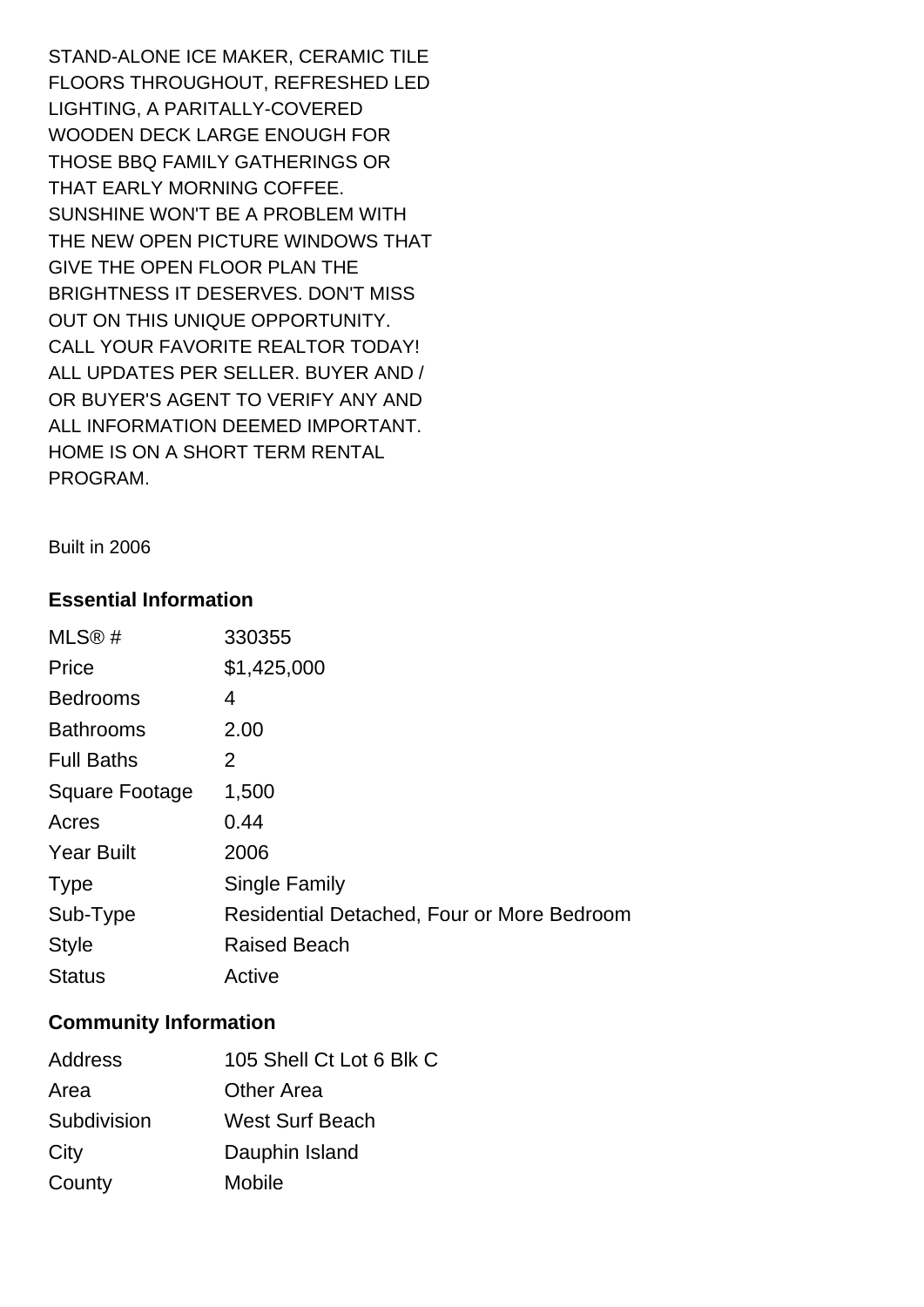STAND-ALONE ICE MAKER, CERAMIC TILE FLOORS THROUGHOUT, REFRESHED LED LIGHTING, A PARITALLY-COVERED WOODEN DECK LARGE ENOUGH FOR THOSE BBQ FAMILY GATHERINGS OR THAT EARLY MORNING COFFEE. SUNSHINE WON'T BE A PROBLEM WITH THE NEW OPEN PICTURE WINDOWS THAT GIVE THE OPEN FLOOR PLAN THE BRIGHTNESS IT DESERVES. DON'T MISS OUT ON THIS UNIQUE OPPORTUNITY. CALL YOUR FAVORITE REALTOR TODAY! ALL UPDATES PER SELLER. BUYER AND / OR BUYER'S AGENT TO VERIFY ANY AND ALL INFORMATION DEEMED IMPORTANT. HOME IS ON A SHORT TERM RENTAL PROGRAM.

Built in 2006

## Essential Information

| | |
|---|---|
| MLS® # | 330355 |
| Price | $1,425,000 |
| Bedrooms | 4 |
| Bathrooms | 2.00 |
| Full Baths | 2 |
| Square Footage | 1,500 |
| Acres | 0.44 |
| Year Built | 2006 |
| Type | Single Family |
| Sub-Type | Residential Detached, Four or More Bedroom |
| Style | Raised Beach |
| Status | Active |

## Community Information

| | |
|---|---|
| Address | 105 Shell Ct Lot 6 Blk C |
| Area | Other Area |
| Subdivision | West Surf Beach |
| City | Dauphin Island |
| County | Mobile |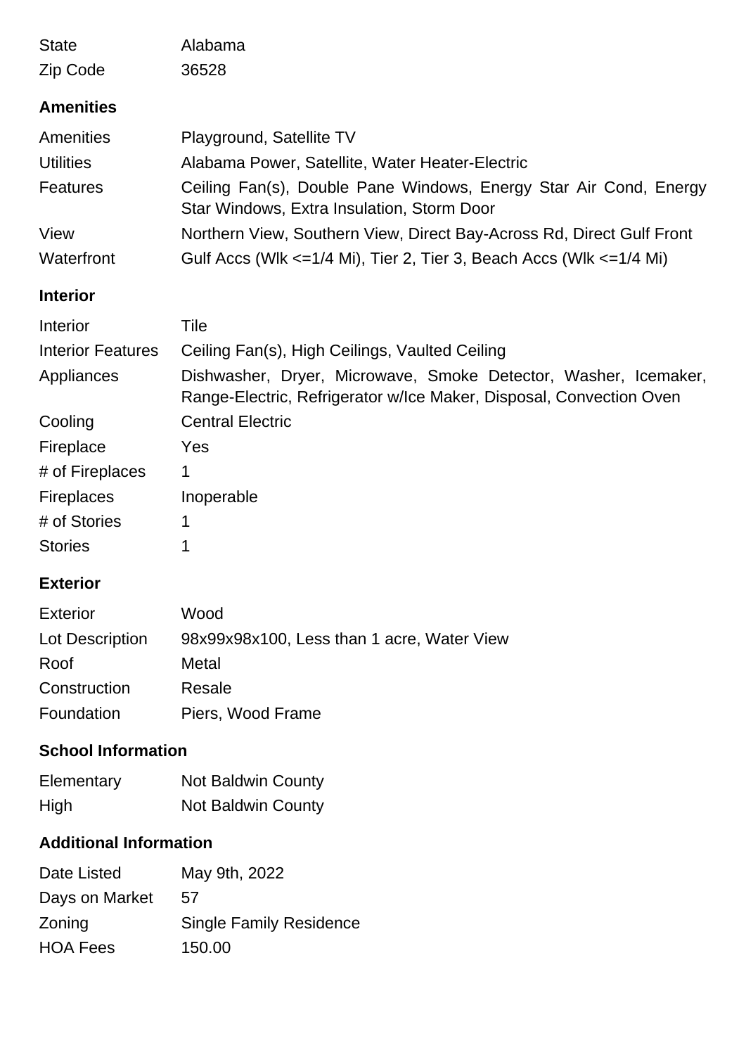| | |
|---|---|
| State | Alabama |
| Zip Code | 36528 |

## Amenities

| | |
|---|---|
| Amenities | Playground, Satellite TV |
| Utilities | Alabama Power, Satellite, Water Heater-Electric |
| Features | Ceiling Fan(s), Double Pane Windows, Energy Star Air Cond, Energy Star Windows, Extra Insulation, Storm Door |
| View | Northern View, Southern View, Direct Bay-Across Rd, Direct Gulf Front |
| Waterfront | Gulf Accs (Wlk <=1/4 Mi), Tier 2, Tier 3, Beach Accs (Wlk <=1/4 Mi) |

## Interior

| | |
|---|---|
| Interior | Tile |
| Interior Features | Ceiling Fan(s), High Ceilings, Vaulted Ceiling |
| Appliances | Dishwasher, Dryer, Microwave, Smoke Detector, Washer, Icemaker, Range-Electric, Refrigerator w/Ice Maker, Disposal, Convection Oven |
| Cooling | Central Electric |
| Fireplace | Yes |
| # of Fireplaces | 1 |
| Fireplaces | Inoperable |
| # of Stories | 1 |
| Stories | 1 |

## Exterior

| | |
|---|---|
| Exterior | Wood |
| Lot Description | 98x99x98x100, Less than 1 acre, Water View |
| Roof | Metal |
| Construction | Resale |
| Foundation | Piers, Wood Frame |

## School Information

| | |
|---|---|
| Elementary | Not Baldwin County |
| High | Not Baldwin County |

## Additional Information

| | |
|---|---|
| Date Listed | May 9th, 2022 |
| Days on Market | 57 |
| Zoning | Single Family Residence |
| HOA Fees | 150.00 |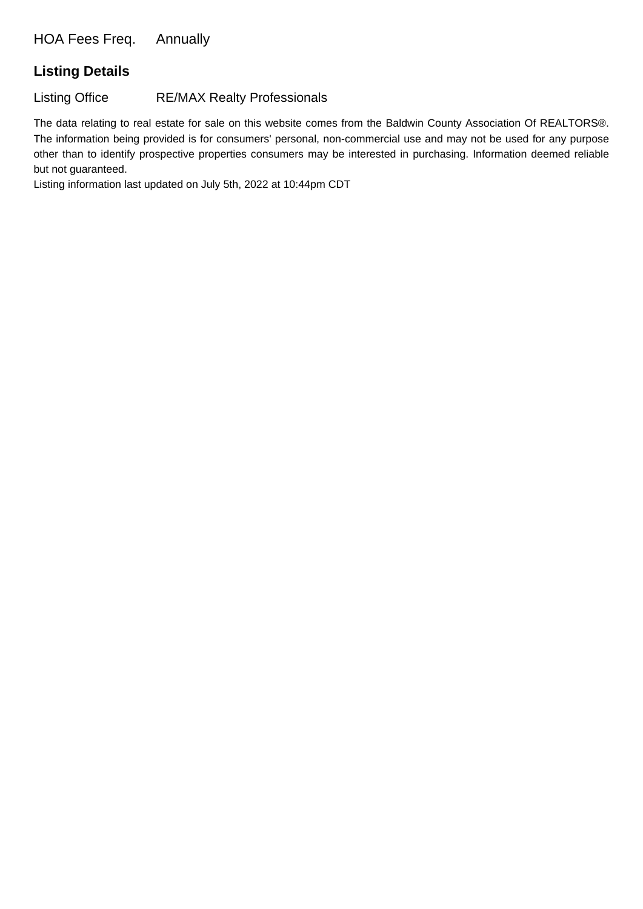| | |
|---|---|
| HOA Fees Freq. | Annually |

## Listing Details

| | |
|---|---|
| Listing Office | RE/MAX Realty Professionals |

The data relating to real estate for sale on this website comes from the Baldwin County Association Of REALTORS®. The information being provided is for consumers' personal, non-commercial use and may not be used for any purpose other than to identify prospective properties consumers may be interested in purchasing. Information deemed reliable but not guaranteed.

Listing information last updated on July 5th, 2022 at 10:44pm CDT